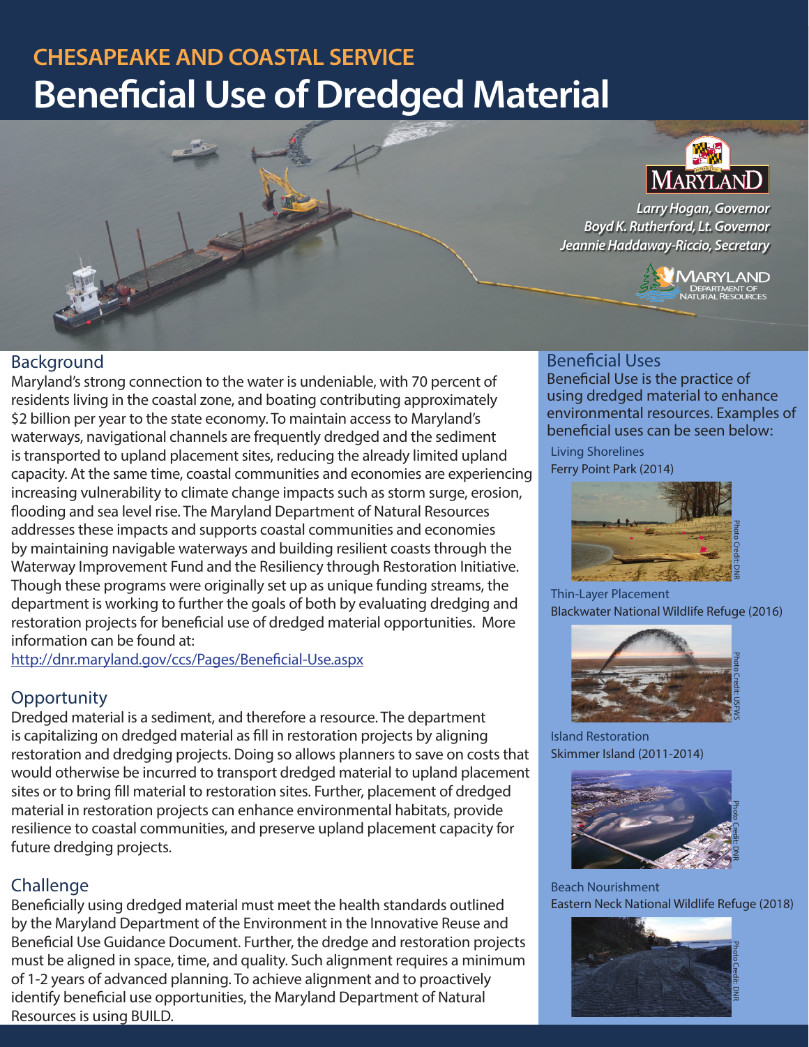# CHESAPEAKE AND COASTAL SERVICE

# Beneficial Use of Dredged Material

*Larry Hogan, Governor*
*Boyd K. Rutherford, Lt. Governor*
*Jeannie Haddaway-Riccio, Secretary*

## Background

Maryland's strong connection to the water is undeniable, with 70 percent of residents living in the coastal zone, and boating contributing approximately $2 billion per year to the state economy. To maintain access to Maryland's waterways, navigational channels are frequently dredged and the sediment is transported to upland placement sites, reducing the already limited upland capacity. At the same time, coastal communities and economies are experiencing increasing vulnerability to climate change impacts such as storm surge, erosion, flooding and sea level rise. The Maryland Department of Natural Resources addresses these impacts and supports coastal communities and economies by maintaining navigable waterways and building resilient coasts through the Waterway Improvement Fund and the Resiliency through Restoration Initiative. Though these programs were originally set up as unique funding streams, the department is working to further the goals of both by evaluating dredging and restoration projects for beneficial use of dredged material opportunities. More information can be found at:
http://dnr.maryland.gov/ccs/Pages/Beneficial-Use.aspx

## Opportunity

Dredged material is a sediment, and therefore a resource. The department is capitalizing on dredged material as fill in restoration projects by aligning restoration and dredging projects. Doing so allows planners to save on costs that would otherwise be incurred to transport dredged material to upland placement sites or to bring fill material to restoration sites. Further, placement of dredged material in restoration projects can enhance environmental habitats, provide resilience to coastal communities, and preserve upland placement capacity for future dredging projects.

## Challenge

Beneficially using dredged material must meet the health standards outlined by the Maryland Department of the Environment in the Innovative Reuse and Beneficial Use Guidance Document. Further, the dredge and restoration projects must be aligned in space, time, and quality. Such alignment requires a minimum of 1-2 years of advanced planning. To achieve alignment and to proactively identify beneficial use opportunities, the Maryland Department of Natural Resources is using BUILD.

## Beneficial Uses

Beneficial Use is the practice of using dredged material to enhance environmental resources. Examples of beneficial uses can be seen below:

Living Shorelines
Ferry Point Park (2014)

Photo Credit: DNR

Thin-Layer Placement
Blackwater National Wildlife Refuge (2016)

Photo Credit: USFWS

Island Restoration
Skimmer Island (2011-2014)

Photo Credit: DNR

Beach Nourishment
Eastern Neck National Wildlife Refuge (2018)

Photo Credit: DNR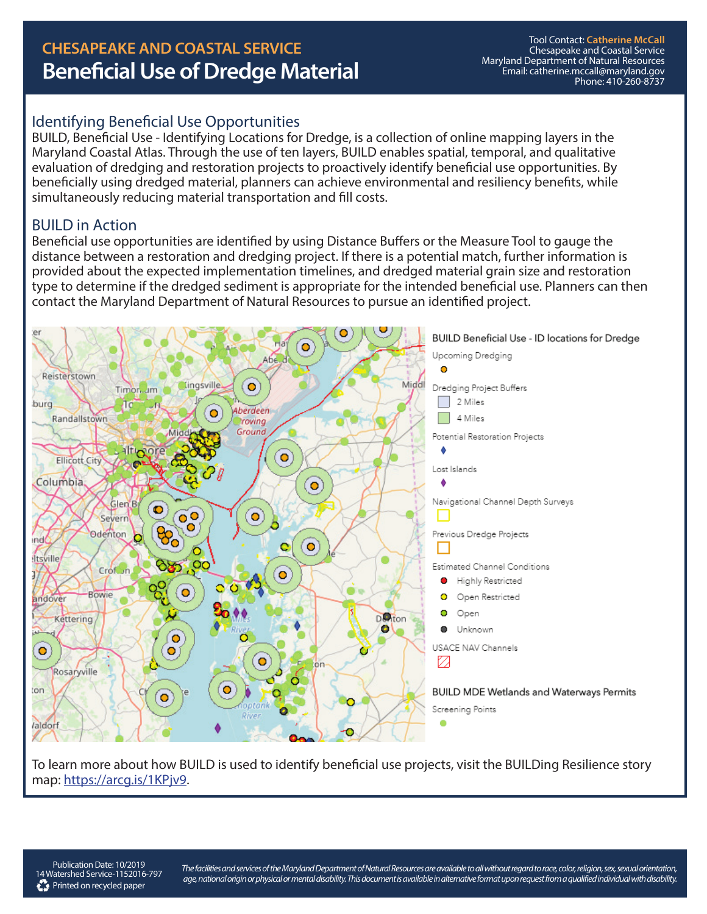# CHESAPEAKE AND COASTAL SERVICE
# Beneficial Use of Dredge Material

Tool Contact: **Catherine McCall**
Chesapeake and Coastal Service
Maryland Department of Natural Resources
Email: catherine.mccall@maryland.gov
Phone: 410-260-8737

## Identifying Beneficial Use Opportunities

BUILD, Beneficial Use - Identifying Locations for Dredge, is a collection of online mapping layers in the Maryland Coastal Atlas. Through the use of ten layers, BUILD enables spatial, temporal, and qualitative evaluation of dredging and restoration projects to proactively identify beneficial use opportunities. By beneficially using dredged material, planners can achieve environmental and resiliency benefits, while simultaneously reducing material transportation and fill costs.

## BUILD in Action

Beneficial use opportunities are identified by using Distance Buffers or the Measure Tool to gauge the distance between a restoration and dredging project. If there is a potential match, further information is provided about the expected implementation timelines, and dredged material grain size and restoration type to determine if the dredged sediment is appropriate for the intended beneficial use. Planners can then contact the Maryland Department of Natural Resources to pursue an identified project.

BUILD Beneficial Use - ID locations for Dredge
Upcoming Dredging
Dredging Project Buffers
2 Miles
4 Miles
Potential Restoration Projects
Lost Islands
Navigational Channel Depth Surveys
Previous Dredge Projects
Estimated Channel Conditions
Highly Restricted
Open Restricted
Open
Unknown
USACE NAV Channels

BUILD MDE Wetlands and Waterways Permits
Screening Points

To learn more about how BUILD is used to identify beneficial use projects, visit the BUILDing Resilience story map: https://arcg.is/1KPjv9.

Publication Date: 10/2019
14 Watershed Service-1152016-797
Printed on recycled paper

*The facilities and services of the Maryland Department of Natural Resources are available to all without regard to race, color, religion, sex, sexual orientation, age, national origin or physical or mental disability. This document is available in alternative format upon request from a qualified individual with disability.*